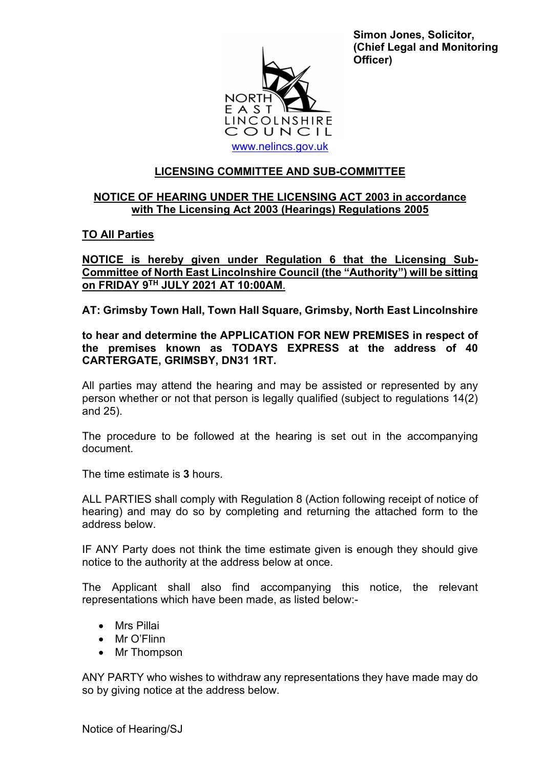**Simon Jones, Solicitor, (Chief Legal and Monitoring Officer)**

NORTH EAST LINCOLNSHIRE COUNCIL

www.nelincs.gov.uk

## LICENSING COMMITTEE AND SUB-COMMITTEE

**NOTICE OF HEARING UNDER THE LICENSING ACT 2003 in accordance with The Licensing Act 2003 (Hearings) Regulations 2005**

**TO All Parties**

**NOTICE is hereby given under Regulation 6 that the Licensing Sub-Committee of North East Lincolnshire Council (the "Authority") will be sitting on FRIDAY 9TH JULY 2021 AT 10:00AM.**

**AT: Grimsby Town Hall, Town Hall Square, Grimsby, North East Lincolnshire**

**to hear and determine the APPLICATION FOR NEW PREMISES in respect of the premises known as TODAYS EXPRESS at the address of 40 CARTERGATE, GRIMSBY, DN31 1RT.**

All parties may attend the hearing and may be assisted or represented by any person whether or not that person is legally qualified (subject to regulations 14(2) and 25).

The procedure to be followed at the hearing is set out in the accompanying document.

The time estimate is **3** hours.

ALL PARTIES shall comply with Regulation 8 (Action following receipt of notice of hearing) and may do so by completing and returning the attached form to the address below.

IF ANY Party does not think the time estimate given is enough they should give notice to the authority at the address below at once.

The Applicant shall also find accompanying this notice, the relevant representations which have been made, as listed below:-

- Mrs Pillai
- Mr O'Flinn
- Mr Thompson

ANY PARTY who wishes to withdraw any representations they have made may do so by giving notice at the address below.

Notice of Hearing/SJ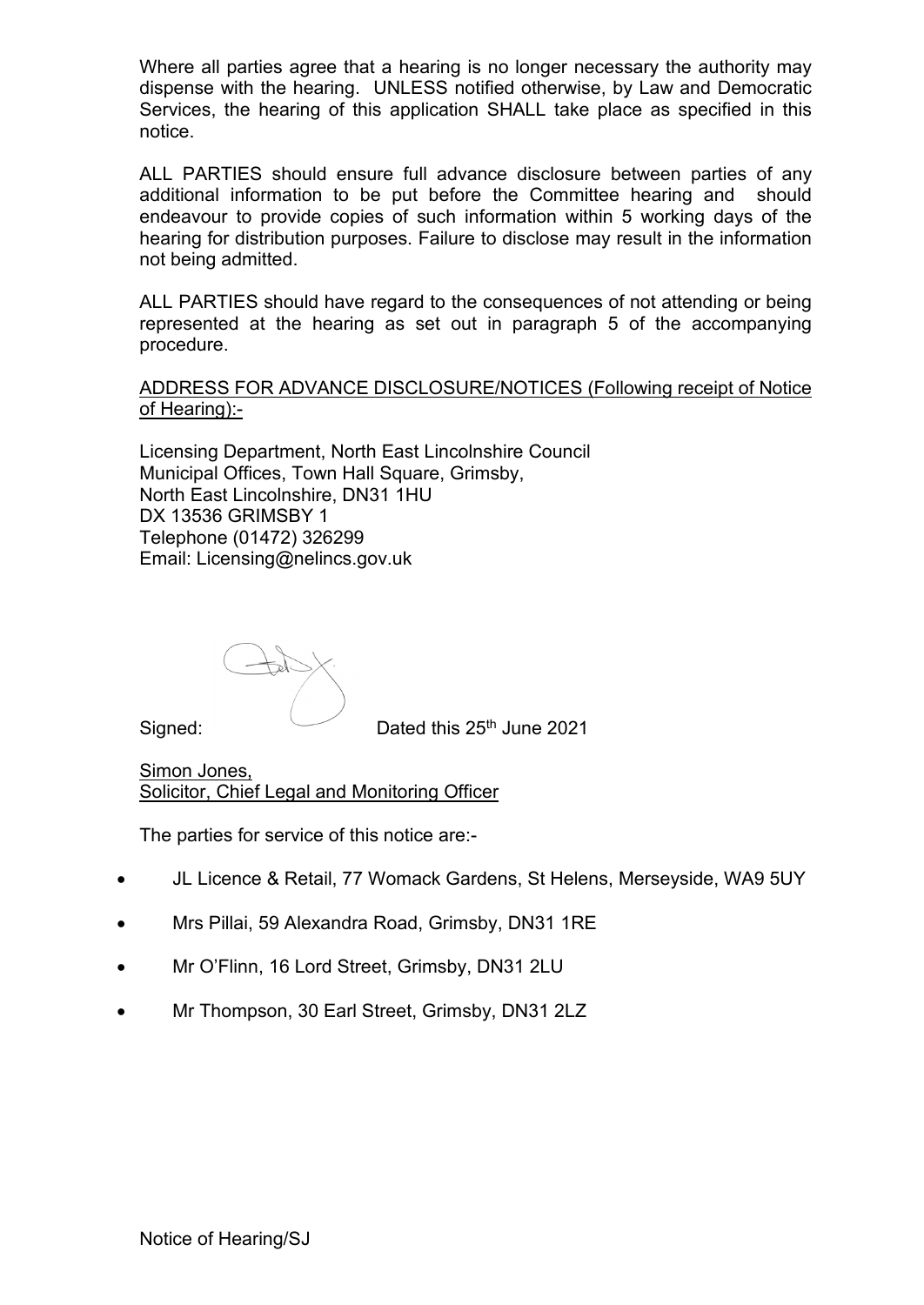Where all parties agree that a hearing is no longer necessary the authority may dispense with the hearing. UNLESS notified otherwise, by Law and Democratic Services, the hearing of this application SHALL take place as specified in this notice.

ALL PARTIES should ensure full advance disclosure between parties of any additional information to be put before the Committee hearing and should endeavour to provide copies of such information within 5 working days of the hearing for distribution purposes. Failure to disclose may result in the information not being admitted.

ALL PARTIES should have regard to the consequences of not attending or being represented at the hearing as set out in paragraph 5 of the accompanying procedure.

ADDRESS FOR ADVANCE DISCLOSURE/NOTICES (Following receipt of Notice of Hearing):-

Licensing Department, North East Lincolnshire Council
Municipal Offices, Town Hall Square, Grimsby,
North East Lincolnshire, DN31 1HU
DX 13536 GRIMSBY 1
Telephone (01472) 326299
Email: Licensing@nelincs.gov.uk

Signed: Dated this 25th June 2021

Simon Jones,
Solicitor, Chief Legal and Monitoring Officer

The parties for service of this notice are:-

- JL Licence & Retail, 77 Womack Gardens, St Helens, Merseyside, WA9 5UY
- Mrs Pillai, 59 Alexandra Road, Grimsby, DN31 1RE
- Mr O'Flinn, 16 Lord Street, Grimsby, DN31 2LU
- Mr Thompson, 30 Earl Street, Grimsby, DN31 2LZ

Notice of Hearing/SJ